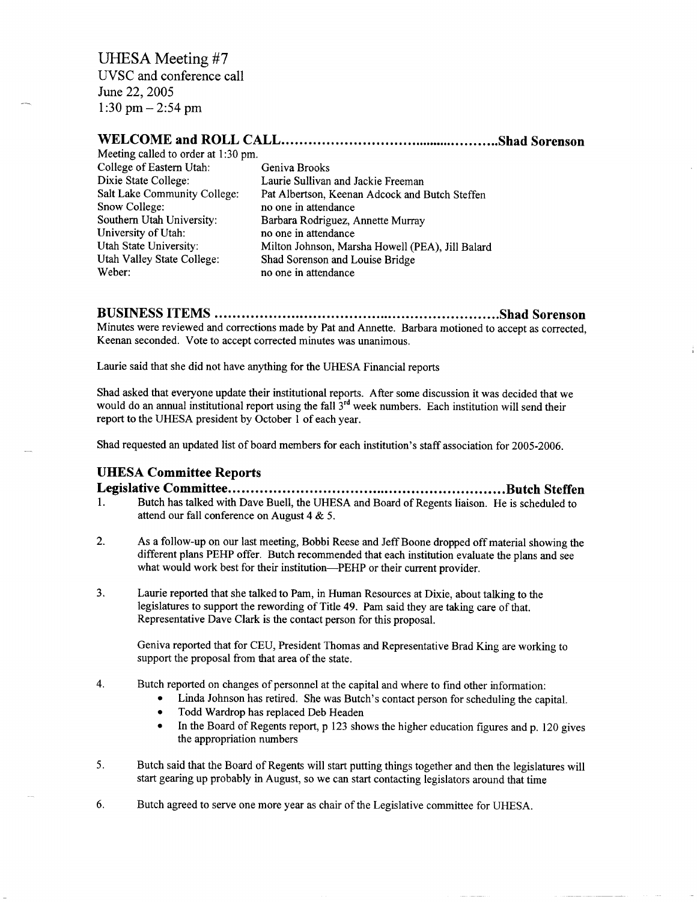# UHESA Meeting #7

UVSC and conference call
June 22, 2005
1:30 pm – 2:54 pm

## WELCOME and ROLL CALL..........................................................Shad Sorenson

Meeting called to order at 1:30 pm.

| | |
|---|---|
| College of Eastern Utah: | Geniva Brooks |
| Dixie State College: | Laurie Sullivan and Jackie Freeman |
| Salt Lake Community College: | Pat Albertson, Keenan Adcock and Butch Steffen |
| Snow College: | no one in attendance |
| Southern Utah University: | Barbara Rodriguez, Annette Murray |
| University of Utah: | no one in attendance |
| Utah State University: | Milton Johnson, Marsha Howell (PEA), Jill Balard |
| Utah Valley State College: | Shad Sorenson and Louise Bridge |
| Weber: | no one in attendance |

## BUSINESS ITEMS ..........................................................................Shad Sorenson

Minutes were reviewed and corrections made by Pat and Annette. Barbara motioned to accept as corrected, Keenan seconded. Vote to accept corrected minutes was unanimous.

Laurie said that she did not have anything for the UHESA Financial reports

Shad asked that everyone update their institutional reports. After some discussion it was decided that we would do an annual institutional report using the fall 3rd week numbers. Each institution will send their report to the UHESA president by October 1 of each year.

Shad requested an updated list of board members for each institution's staff association for 2005-2006.

## UHESA Committee Reports

### Legislative Committee..........................................................................Butch Steffen

1. Butch has talked with Dave Buell, the UHESA and Board of Regents liaison. He is scheduled to attend our fall conference on August 4 & 5.

2. As a follow-up on our last meeting, Bobbi Reese and Jeff Boone dropped off material showing the different plans PEHP offer. Butch recommended that each institution evaluate the plans and see what would work best for their institution—PEHP or their current provider.

3. Laurie reported that she talked to Pam, in Human Resources at Dixie, about talking to the legislatures to support the rewording of Title 49. Pam said they are taking care of that. Representative Dave Clark is the contact person for this proposal.

   Geniva reported that for CEU, President Thomas and Representative Brad King are working to support the proposal from that area of the state.

4. Butch reported on changes of personnel at the capital and where to find other information:
   - Linda Johnson has retired. She was Butch's contact person for scheduling the capital.
   - Todd Wardrop has replaced Deb Headen
   - In the Board of Regents report, p 123 shows the higher education figures and p. 120 gives the appropriation numbers

5. Butch said that the Board of Regents will start putting things together and then the legislatures will start gearing up probably in August, so we can start contacting legislators around that time

6. Butch agreed to serve one more year as chair of the Legislative committee for UHESA.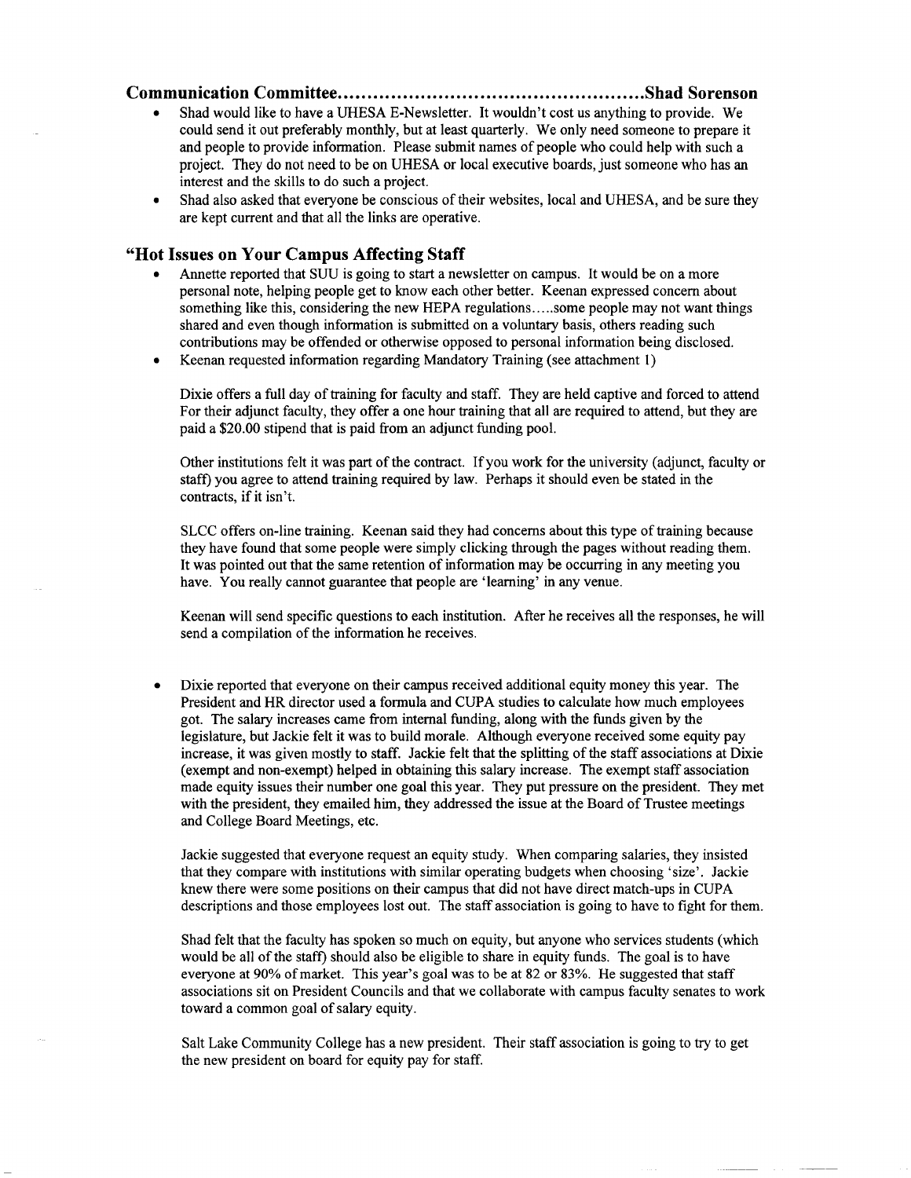## Communication Committee……………………………………………Shad Sorenson

- Shad would like to have a UHESA E-Newsletter. It wouldn't cost us anything to provide. We could send it out preferably monthly, but at least quarterly. We only need someone to prepare it and people to provide information. Please submit names of people who could help with such a project. They do not need to be on UHESA or local executive boards, just someone who has an interest and the skills to do such a project.
- Shad also asked that everyone be conscious of their websites, local and UHESA, and be sure they are kept current and that all the links are operative.

## "Hot Issues on Your Campus Affecting Staff

- Annette reported that SUU is going to start a newsletter on campus. It would be on a more personal note, helping people get to know each other better. Keenan expressed concern about something like this, considering the new HEPA regulations…..some people may not want things shared and even though information is submitted on a voluntary basis, others reading such contributions may be offended or otherwise opposed to personal information being disclosed.
- Keenan requested information regarding Mandatory Training (see attachment 1)

  Dixie offers a full day of training for faculty and staff. They are held captive and forced to attend For their adjunct faculty, they offer a one hour training that all are required to attend, but they are paid a $20.00 stipend that is paid from an adjunct funding pool.

  Other institutions felt it was part of the contract. If you work for the university (adjunct, faculty or staff) you agree to attend training required by law. Perhaps it should even be stated in the contracts, if it isn't.

  SLCC offers on-line training. Keenan said they had concerns about this type of training because they have found that some people were simply clicking through the pages without reading them. It was pointed out that the same retention of information may be occurring in any meeting you have. You really cannot guarantee that people are 'learning' in any venue.

  Keenan will send specific questions to each institution. After he receives all the responses, he will send a compilation of the information he receives.

- Dixie reported that everyone on their campus received additional equity money this year. The President and HR director used a formula and CUPA studies to calculate how much employees got. The salary increases came from internal funding, along with the funds given by the legislature, but Jackie felt it was to build morale. Although everyone received some equity pay increase, it was given mostly to staff. Jackie felt that the splitting of the staff associations at Dixie (exempt and non-exempt) helped in obtaining this salary increase. The exempt staff association made equity issues their number one goal this year. They put pressure on the president. They met with the president, they emailed him, they addressed the issue at the Board of Trustee meetings and College Board Meetings, etc.

  Jackie suggested that everyone request an equity study. When comparing salaries, they insisted that they compare with institutions with similar operating budgets when choosing 'size'. Jackie knew there were some positions on their campus that did not have direct match-ups in CUPA descriptions and those employees lost out. The staff association is going to have to fight for them.

  Shad felt that the faculty has spoken so much on equity, but anyone who services students (which would be all of the staff) should also be eligible to share in equity funds. The goal is to have everyone at 90% of market. This year's goal was to be at 82 or 83%. He suggested that staff associations sit on President Councils and that we collaborate with campus faculty senates to work toward a common goal of salary equity.

  Salt Lake Community College has a new president. Their staff association is going to try to get the new president on board for equity pay for staff.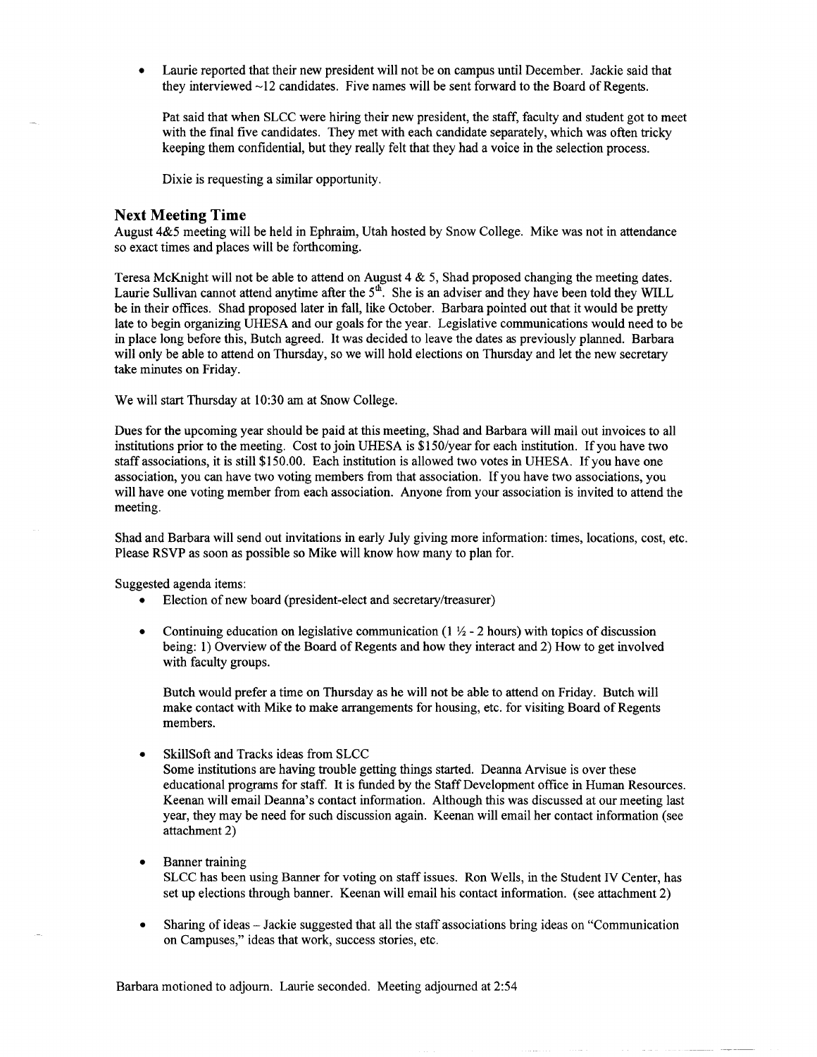- Laurie reported that their new president will not be on campus until December. Jackie said that they interviewed ~12 candidates. Five names will be sent forward to the Board of Regents.

  Pat said that when SLCC were hiring their new president, the staff, faculty and student got to meet with the final five candidates. They met with each candidate separately, which was often tricky keeping them confidential, but they really felt that they had a voice in the selection process.

  Dixie is requesting a similar opportunity.

## Next Meeting Time

August 4&5 meeting will be held in Ephraim, Utah hosted by Snow College. Mike was not in attendance so exact times and places will be forthcoming.

Teresa McKnight will not be able to attend on August 4 & 5, Shad proposed changing the meeting dates. Laurie Sullivan cannot attend anytime after the 5th. She is an adviser and they have been told they WILL be in their offices. Shad proposed later in fall, like October. Barbara pointed out that it would be pretty late to begin organizing UHESA and our goals for the year. Legislative communications would need to be in place long before this, Butch agreed. It was decided to leave the dates as previously planned. Barbara will only be able to attend on Thursday, so we will hold elections on Thursday and let the new secretary take minutes on Friday.

We will start Thursday at 10:30 am at Snow College.

Dues for the upcoming year should be paid at this meeting, Shad and Barbara will mail out invoices to all institutions prior to the meeting. Cost to join UHESA is $150/year for each institution. If you have two staff associations, it is still $150.00. Each institution is allowed two votes in UHESA. If you have one association, you can have two voting members from that association. If you have two associations, you will have one voting member from each association. Anyone from your association is invited to attend the meeting.

Shad and Barbara will send out invitations in early July giving more information: times, locations, cost, etc. Please RSVP as soon as possible so Mike will know how many to plan for.

Suggested agenda items:

- Election of new board (president-elect and secretary/treasurer)

- Continuing education on legislative communication (1 ½ - 2 hours) with topics of discussion being: 1) Overview of the Board of Regents and how they interact and 2) How to get involved with faculty groups.

  Butch would prefer a time on Thursday as he will not be able to attend on Friday. Butch will make contact with Mike to make arrangements for housing, etc. for visiting Board of Regents members.

- SkillSoft and Tracks ideas from SLCC
  Some institutions are having trouble getting things started. Deanna Arvisue is over these educational programs for staff. It is funded by the Staff Development office in Human Resources. Keenan will email Deanna's contact information. Although this was discussed at our meeting last year, they may be need for such discussion again. Keenan will email her contact information (see attachment 2)

- Banner training
  SLCC has been using Banner for voting on staff issues. Ron Wells, in the Student IV Center, has set up elections through banner. Keenan will email his contact information. (see attachment 2)

- Sharing of ideas – Jackie suggested that all the staff associations bring ideas on "Communication on Campuses," ideas that work, success stories, etc.

Barbara motioned to adjourn. Laurie seconded. Meeting adjourned at 2:54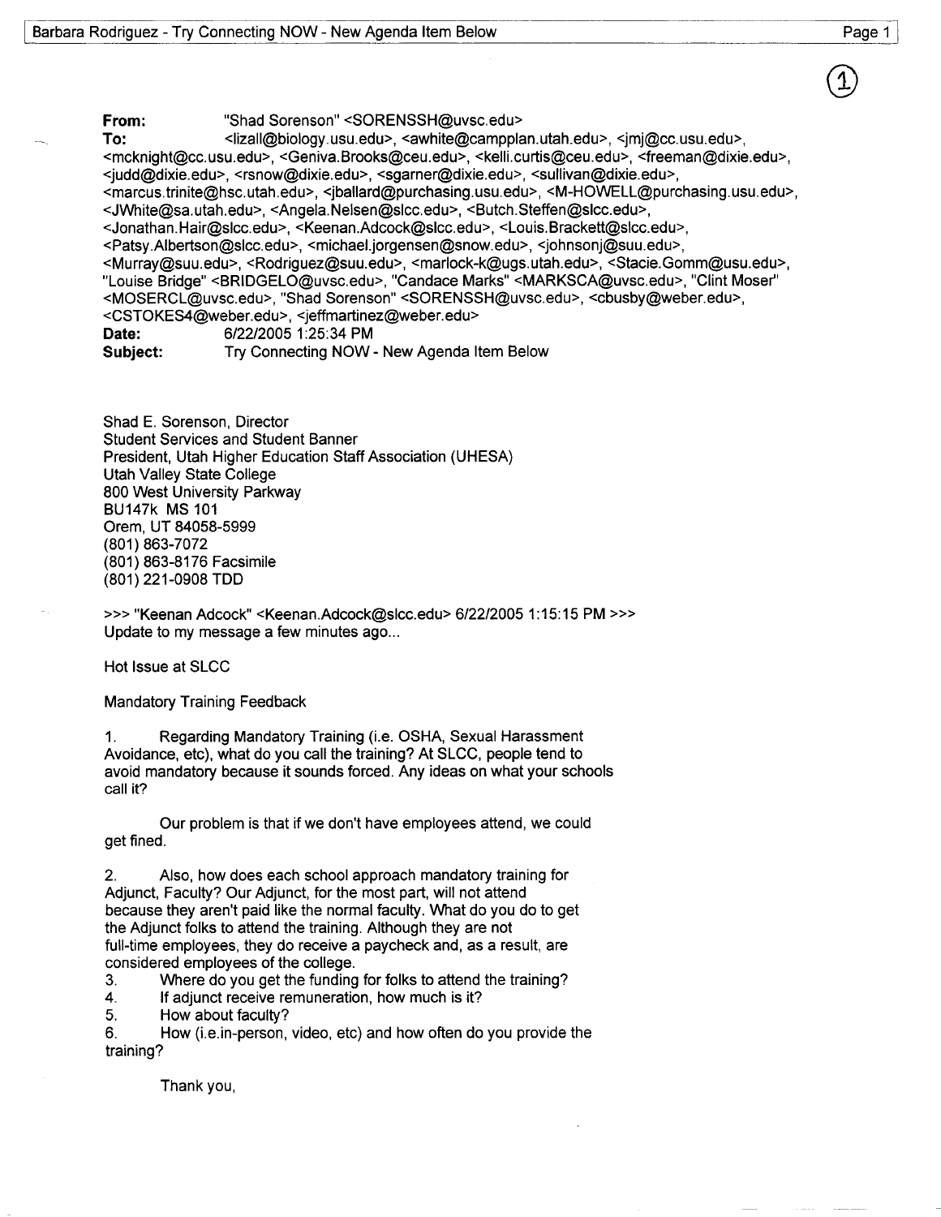**From:** "Shad Sorenson" <SORENSSH@uvsc.edu>
**To:** <lizall@biology.usu.edu>, <awhite@campplan.utah.edu>, <jmj@cc.usu.edu>, <mcknight@cc.usu.edu>, <Geniva.Brooks@ceu.edu>, <kelli.curtis@ceu.edu>, <freeman@dixie.edu>, <judd@dixie.edu>, <rsnow@dixie.edu>, <sgarner@dixie.edu>, <sullivan@dixie.edu>, <marcus.trinite@hsc.utah.edu>, <jballard@purchasing.usu.edu>, <M-HOWELL@purchasing.usu.edu>, <JWhite@sa.utah.edu>, <Angela.Nelsen@slcc.edu>, <Butch.Steffen@slcc.edu>, <Jonathan.Hair@slcc.edu>, <Keenan.Adcock@slcc.edu>, <Louis.Brackett@slcc.edu>, <Patsy.Albertson@slcc.edu>, <michael.jorgensen@snow.edu>, <johnsonj@suu.edu>, <Murray@suu.edu>, <Rodriguez@suu.edu>, <marlock-k@ugs.utah.edu>, <Stacie.Gomm@usu.edu>, "Louise Bridge" <BRIDGELO@uvsc.edu>, "Candace Marks" <MARKSCA@uvsc.edu>, "Clint Moser" <MOSERCL@uvsc.edu>, "Shad Sorenson" <SORENSSH@uvsc.edu>, <cbusby@weber.edu>, <CSTOKES4@weber.edu>, <jeffmartinez@weber.edu>
**Date:** 6/22/2005 1:25:34 PM
**Subject:** Try Connecting NOW - New Agenda Item Below

Shad E. Sorenson, Director
Student Services and Student Banner
President, Utah Higher Education Staff Association (UHESA)
Utah Valley State College
800 West University Parkway
BU147k MS 101
Orem, UT 84058-5999
(801) 863-7072
(801) 863-8176 Facsimile
(801) 221-0908 TDD

>>> "Keenan Adcock" <Keenan.Adcock@slcc.edu> 6/22/2005 1:15:15 PM >>>
Update to my message a few minutes ago...

Hot Issue at SLCC

Mandatory Training Feedback

1. Regarding Mandatory Training (i.e. OSHA, Sexual Harassment Avoidance, etc), what do you call the training? At SLCC, people tend to avoid mandatory because it sounds forced. Any ideas on what your schools call it?

   Our problem is that if we don't have employees attend, we could get fined.

2. Also, how does each school approach mandatory training for Adjunct, Faculty? Our Adjunct, for the most part, will not attend because they aren't paid like the normal faculty. What do you do to get the Adjunct folks to attend the training. Although they are not full-time employees, they do receive a paycheck and, as a result, are considered employees of the college.
3. Where do you get the funding for folks to attend the training?
4. If adjunct receive remuneration, how much is it?
5. How about faculty?
6. How (i.e.in-person, video, etc) and how often do you provide the training?

Thank you,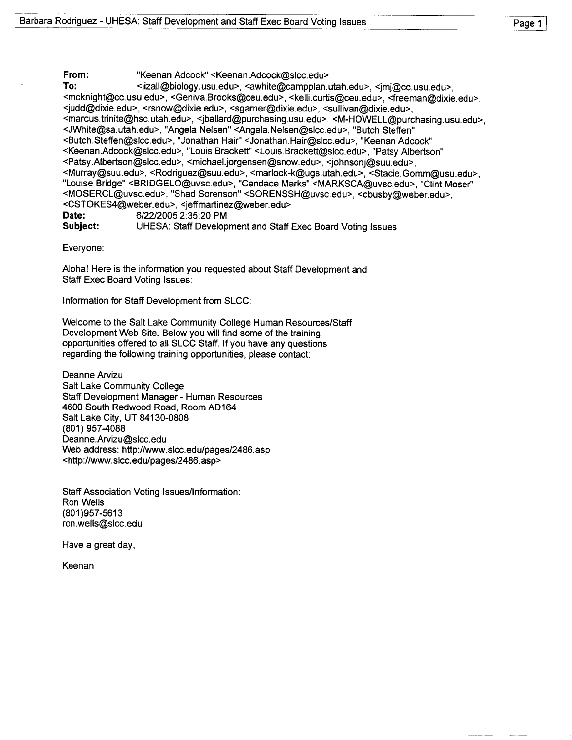**From:** "Keenan Adcock" <Keenan.Adcock@slcc.edu>
**To:** <lizall@biology.usu.edu>, <awhite@campplan.utah.edu>, <jmj@cc.usu.edu>, <mcknight@cc.usu.edu>, <Geniva.Brooks@ceu.edu>, <kelli.curtis@ceu.edu>, <freeman@dixie.edu>, <judd@dixie.edu>, <rsnow@dixie.edu>, <sgarner@dixie.edu>, <sullivan@dixie.edu>, <marcus.trinite@hsc.utah.edu>, <jballard@purchasing.usu.edu>, <M-HOWELL@purchasing.usu.edu>, <JWhite@sa.utah.edu>, "Angela Nelsen" <Angela.Nelsen@slcc.edu>, "Butch Steffen" <Butch.Steffen@slcc.edu>, "Jonathan Hair" <Jonathan.Hair@slcc.edu>, "Keenan Adcock" <Keenan.Adcock@slcc.edu>, "Louis Brackett" <Louis.Brackett@slcc.edu>, "Patsy Albertson" <Patsy.Albertson@slcc.edu>, <michael.jorgensen@snow.edu>, <johnsonj@suu.edu>, <Murray@suu.edu>, <Rodriguez@suu.edu>, <marlock-k@ugs.utah.edu>, <Stacie.Gomm@usu.edu>, "Louise Bridge" <BRIDGELO@uvsc.edu>, "Candace Marks" <MARKSCA@uvsc.edu>, "Clint Moser" <MOSERCL@uvsc.edu>, "Shad Sorenson" <SORENSSH@uvsc.edu>, <cbusby@weber.edu>, <CSTOKES4@weber.edu>, <jeffmartinez@weber.edu>
**Date:** 6/22/2005 2:35:20 PM
**Subject:** UHESA: Staff Development and Staff Exec Board Voting Issues

Everyone:

Aloha! Here is the information you requested about Staff Development and Staff Exec Board Voting Issues:

Information for Staff Development from SLCC:

Welcome to the Salt Lake Community College Human Resources/Staff Development Web Site. Below you will find some of the training opportunities offered to all SLCC Staff. If you have any questions regarding the following training opportunities, please contact:

Deanne Arvizu
Salt Lake Community College
Staff Development Manager - Human Resources
4600 South Redwood Road, Room AD164
Salt Lake City, UT 84130-0808
(801) 957-4088
Deanne.Arvizu@slcc.edu
Web address: http://www.slcc.edu/pages/2486.asp
<http://www.slcc.edu/pages/2486.asp>

Staff Association Voting Issues/Information:
Ron Wells
(801)957-5613
ron.wells@slcc.edu

Have a great day,

Keenan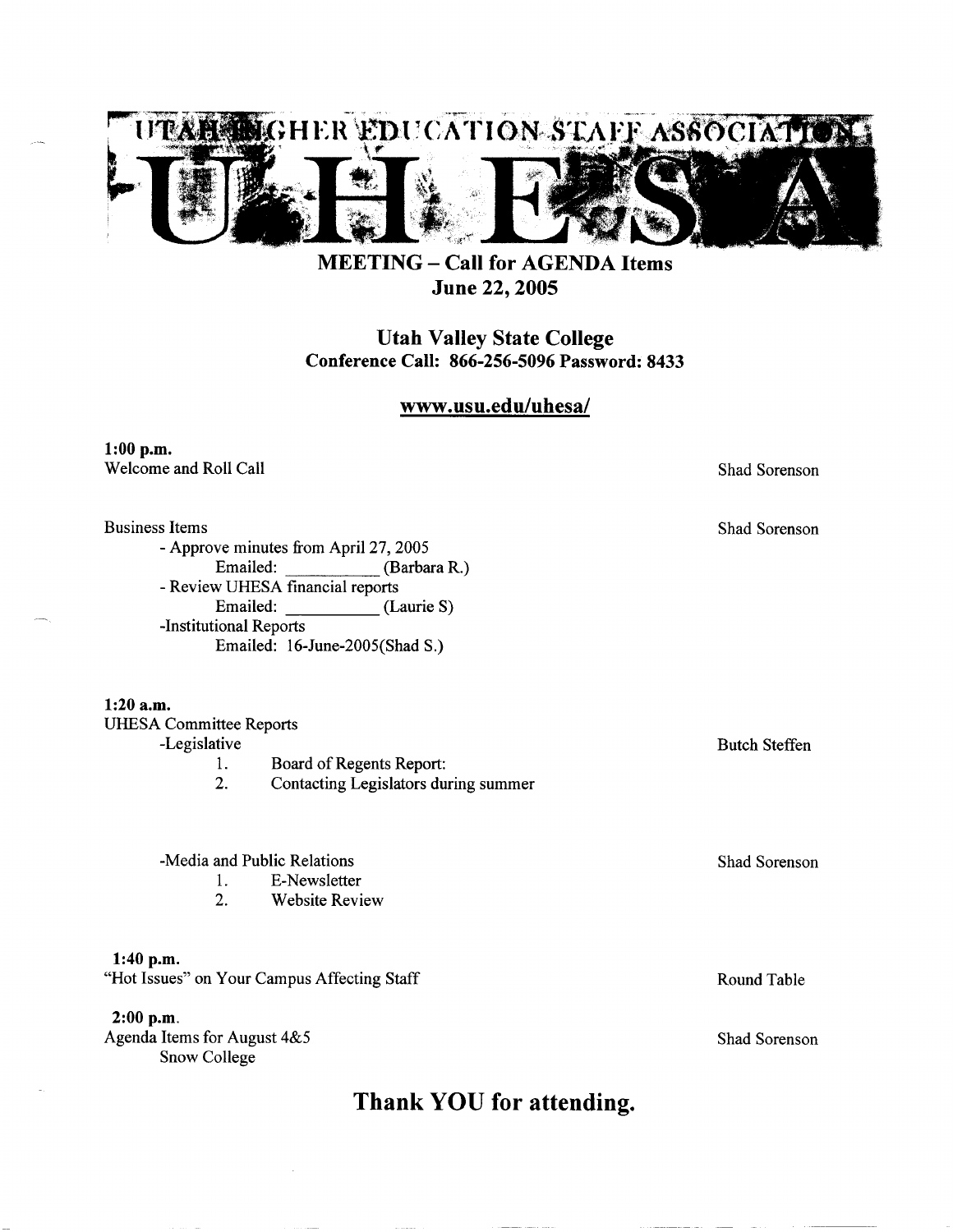# UTAH HIGHER EDUCATION STAFF ASSOCIATION

# UHESA

## MEETING – Call for AGENDA Items
## June 22, 2005

### Utah Valley State College
**Conference Call: 866-256-5096 Password: 8433**

**www.usu.edu/uhesa/**

**1:00 p.m.**
Welcome and Roll Call — Shad Sorenson

Business Items — Shad Sorenson
- Approve minutes from April 27, 2005
  - Emailed: \_\_\_\_\_\_\_\_\_\_ (Barbara R.)
- Review UHESA financial reports
  - Emailed: \_\_\_\_\_\_\_\_\_\_ (Laurie S)
- Institutional Reports
  - Emailed: 16-June-2005(Shad S.)

**1:20 a.m.**
UHESA Committee Reports
- Legislative — Butch Steffen
  1. Board of Regents Report:
  2. Contacting Legislators during summer
- Media and Public Relations — Shad Sorenson
  1. E-Newsletter
  2. Website Review

**1:40 p.m.**
"Hot Issues" on Your Campus Affecting Staff — Round Table

**2:00 p.m.**
Agenda Items for August 4&5 — Shad Sorenson
Snow College

## Thank YOU for attending.